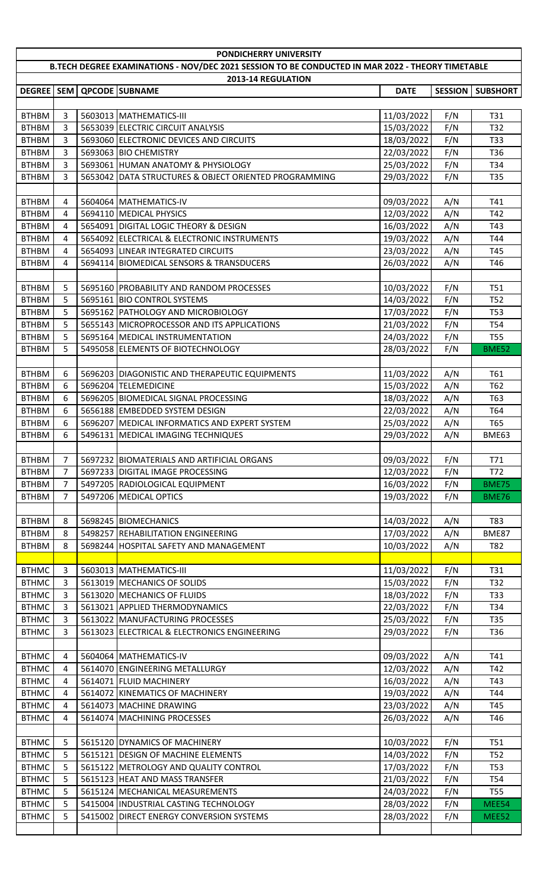# PONDICHERRY UNIVERSITY

## B.TECH DEGREE EXAMINATIONS - NOV/DEC 2021 SESSION TO BE CONDUCTED IN MAR 2022 - THEORY TIMETABLE

### 2013-14 REGULATION

| DEGREE | SEM | QPCODE | SUBNAME | DATE | SESSION | SUBSHORT |
|---|---|---|---|---|---|---|
| BTHBM | 3 | 5603013 | MATHEMATICS-III | 11/03/2022 | F/N | T31 |
| BTHBM | 3 | 5653039 | ELECTRIC CIRCUIT ANALYSIS | 15/03/2022 | F/N | T32 |
| BTHBM | 3 | 5693060 | ELECTRONIC DEVICES AND CIRCUITS | 18/03/2022 | F/N | T33 |
| BTHBM | 3 | 5693063 | BIO CHEMISTRY | 22/03/2022 | F/N | T36 |
| BTHBM | 3 | 5693061 | HUMAN ANATOMY & PHYSIOLOGY | 25/03/2022 | F/N | T34 |
| BTHBM | 3 | 5653042 | DATA STRUCTURES & OBJECT ORIENTED PROGRAMMING | 29/03/2022 | F/N | T35 |
| | | | | | | |
| BTHBM | 4 | 5604064 | MATHEMATICS-IV | 09/03/2022 | A/N | T41 |
| BTHBM | 4 | 5694110 | MEDICAL PHYSICS | 12/03/2022 | A/N | T42 |
| BTHBM | 4 | 5654091 | DIGITAL LOGIC THEORY & DESIGN | 16/03/2022 | A/N | T43 |
| BTHBM | 4 | 5654092 | ELECTRICAL & ELECTRONIC INSTRUMENTS | 19/03/2022 | A/N | T44 |
| BTHBM | 4 | 5654093 | LINEAR INTEGRATED CIRCUITS | 23/03/2022 | A/N | T45 |
| BTHBM | 4 | 5694114 | BIOMEDICAL SENSORS & TRANSDUCERS | 26/03/2022 | A/N | T46 |
| | | | | | | |
| BTHBM | 5 | 5695160 | PROBABILITY AND RANDOM PROCESSES | 10/03/2022 | F/N | T51 |
| BTHBM | 5 | 5695161 | BIO CONTROL SYSTEMS | 14/03/2022 | F/N | T52 |
| BTHBM | 5 | 5695162 | PATHOLOGY AND MICROBIOLOGY | 17/03/2022 | F/N | T53 |
| BTHBM | 5 | 5655143 | MICROPROCESSOR AND ITS APPLICATIONS | 21/03/2022 | F/N | T54 |
| BTHBM | 5 | 5695164 | MEDICAL INSTRUMENTATION | 24/03/2022 | F/N | T55 |
| BTHBM | 5 | 5495058 | ELEMENTS OF BIOTECHNOLOGY | 28/03/2022 | F/N | BME52 |
| | | | | | | |
| BTHBM | 6 | 5696203 | DIAGONISTIC AND THERAPEUTIC EQUIPMENTS | 11/03/2022 | A/N | T61 |
| BTHBM | 6 | 5696204 | TELEMEDICINE | 15/03/2022 | A/N | T62 |
| BTHBM | 6 | 5696205 | BIOMEDICAL SIGNAL PROCESSING | 18/03/2022 | A/N | T63 |
| BTHBM | 6 | 5656188 | EMBEDDED SYSTEM DESIGN | 22/03/2022 | A/N | T64 |
| BTHBM | 6 | 5696207 | MEDICAL INFORMATICS AND EXPERT SYSTEM | 25/03/2022 | A/N | T65 |
| BTHBM | 6 | 5496131 | MEDICAL IMAGING TECHNIQUES | 29/03/2022 | A/N | BME63 |
| | | | | | | |
| BTHBM | 7 | 5697232 | BIOMATERIALS AND ARTIFICIAL ORGANS | 09/03/2022 | F/N | T71 |
| BTHBM | 7 | 5697233 | DIGITAL IMAGE PROCESSING | 12/03/2022 | F/N | T72 |
| BTHBM | 7 | 5497205 | RADIOLOGICAL EQUIPMENT | 16/03/2022 | F/N | BME75 |
| BTHBM | 7 | 5497206 | MEDICAL OPTICS | 19/03/2022 | F/N | BME76 |
| | | | | | | |
| BTHBM | 8 | 5698245 | BIOMECHANICS | 14/03/2022 | A/N | T83 |
| BTHBM | 8 | 5498257 | REHABILITATION ENGINEERING | 17/03/2022 | A/N | BME87 |
| BTHBM | 8 | 5698244 | HOSPITAL SAFETY AND MANAGEMENT | 10/03/2022 | A/N | T82 |
| | | | | | | |
| BTHMC | 3 | 5603013 | MATHEMATICS-III | 11/03/2022 | F/N | T31 |
| BTHMC | 3 | 5613019 | MECHANICS OF SOLIDS | 15/03/2022 | F/N | T32 |
| BTHMC | 3 | 5613020 | MECHANICS OF FLUIDS | 18/03/2022 | F/N | T33 |
| BTHMC | 3 | 5613021 | APPLIED THERMODYNAMICS | 22/03/2022 | F/N | T34 |
| BTHMC | 3 | 5613022 | MANUFACTURING PROCESSES | 25/03/2022 | F/N | T35 |
| BTHMC | 3 | 5613023 | ELECTRICAL & ELECTRONICS ENGINEERING | 29/03/2022 | F/N | T36 |
| | | | | | | |
| BTHMC | 4 | 5604064 | MATHEMATICS-IV | 09/03/2022 | A/N | T41 |
| BTHMC | 4 | 5614070 | ENGINEERING METALLURGY | 12/03/2022 | A/N | T42 |
| BTHMC | 4 | 5614071 | FLUID MACHINERY | 16/03/2022 | A/N | T43 |
| BTHMC | 4 | 5614072 | KINEMATICS OF MACHINERY | 19/03/2022 | A/N | T44 |
| BTHMC | 4 | 5614073 | MACHINE DRAWING | 23/03/2022 | A/N | T45 |
| BTHMC | 4 | 5614074 | MACHINING PROCESSES | 26/03/2022 | A/N | T46 |
| | | | | | | |
| BTHMC | 5 | 5615120 | DYNAMICS OF MACHINERY | 10/03/2022 | F/N | T51 |
| BTHMC | 5 | 5615121 | DESIGN OF MACHINE ELEMENTS | 14/03/2022 | F/N | T52 |
| BTHMC | 5 | 5615122 | METROLOGY AND QUALITY CONTROL | 17/03/2022 | F/N | T53 |
| BTHMC | 5 | 5615123 | HEAT AND MASS TRANSFER | 21/03/2022 | F/N | T54 |
| BTHMC | 5 | 5615124 | MECHANICAL MEASUREMENTS | 24/03/2022 | F/N | T55 |
| BTHMC | 5 | 5415004 | INDUSTRIAL CASTING TECHNOLOGY | 28/03/2022 | F/N | MEE54 |
| BTHMC | 5 | 5415002 | DIRECT ENERGY CONVERSION SYSTEMS | 28/03/2022 | F/N | MEE52 |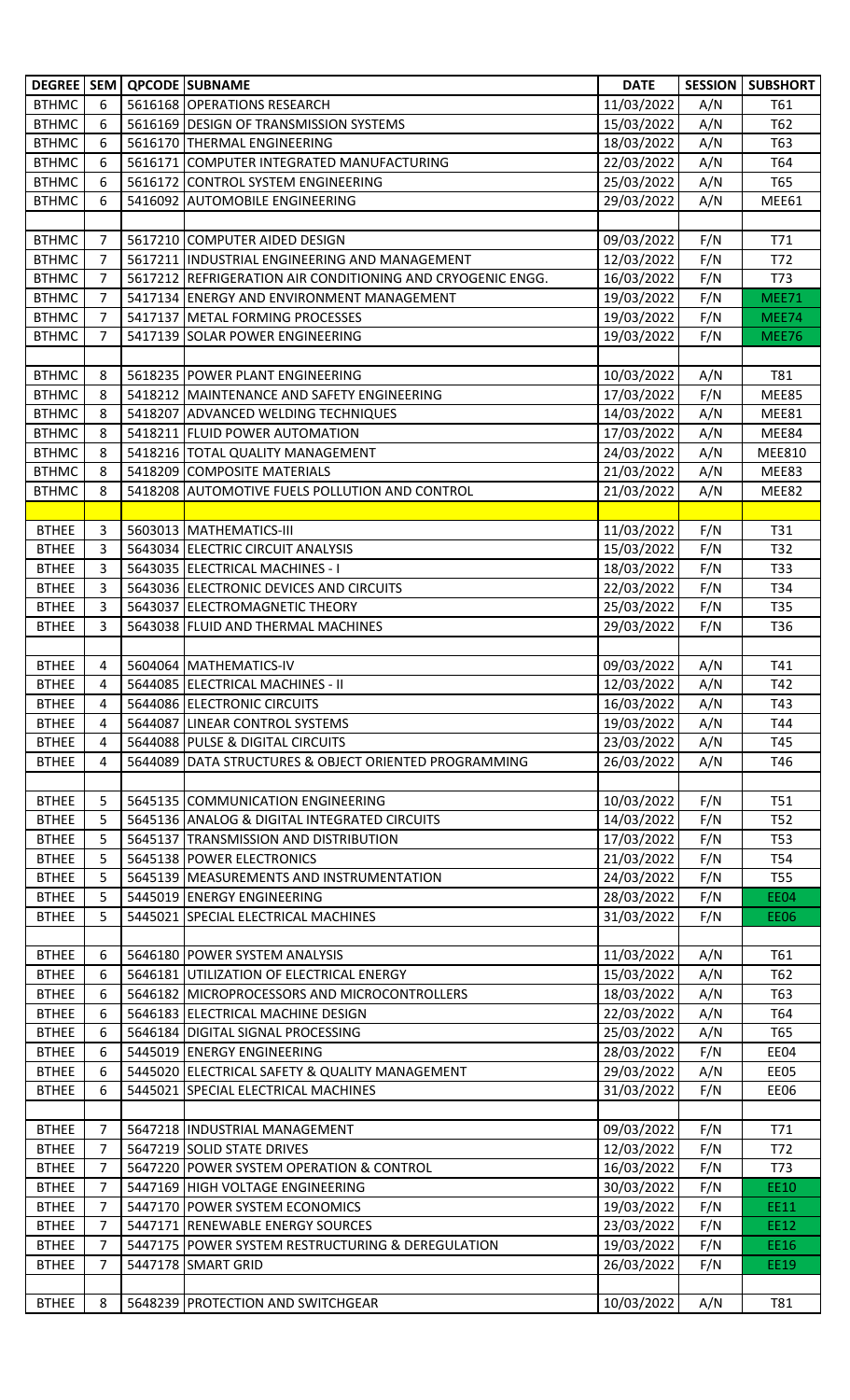| DEGREE | SEM | QPCODE | SUBNAME | DATE | SESSION | SUBSHORT |
|---|---|---|---|---|---|---|
| BTHMC | 6 | 5616168 | OPERATIONS RESEARCH | 11/03/2022 | A/N | T61 |
| BTHMC | 6 | 5616169 | DESIGN OF TRANSMISSION SYSTEMS | 15/03/2022 | A/N | T62 |
| BTHMC | 6 | 5616170 | THERMAL ENGINEERING | 18/03/2022 | A/N | T63 |
| BTHMC | 6 | 5616171 | COMPUTER INTEGRATED MANUFACTURING | 22/03/2022 | A/N | T64 |
| BTHMC | 6 | 5616172 | CONTROL SYSTEM ENGINEERING | 25/03/2022 | A/N | T65 |
| BTHMC | 6 | 5416092 | AUTOMOBILE ENGINEERING | 29/03/2022 | A/N | MEE61 |
| | | | | | | |
| BTHMC | 7 | 5617210 | COMPUTER AIDED DESIGN | 09/03/2022 | F/N | T71 |
| BTHMC | 7 | 5617211 | INDUSTRIAL ENGINEERING AND MANAGEMENT | 12/03/2022 | F/N | T72 |
| BTHMC | 7 | 5617212 | REFRIGERATION AIR CONDITIONING AND CRYOGENIC ENGG. | 16/03/2022 | F/N | T73 |
| BTHMC | 7 | 5417134 | ENERGY AND ENVIRONMENT MANAGEMENT | 19/03/2022 | F/N | MEE71 |
| BTHMC | 7 | 5417137 | METAL FORMING PROCESSES | 19/03/2022 | F/N | MEE74 |
| BTHMC | 7 | 5417139 | SOLAR POWER ENGINEERING | 19/03/2022 | F/N | MEE76 |
| | | | | | | |
| BTHMC | 8 | 5618235 | POWER PLANT ENGINEERING | 10/03/2022 | A/N | T81 |
| BTHMC | 8 | 5418212 | MAINTENANCE AND SAFETY ENGINEERING | 17/03/2022 | F/N | MEE85 |
| BTHMC | 8 | 5418207 | ADVANCED WELDING TECHNIQUES | 14/03/2022 | A/N | MEE81 |
| BTHMC | 8 | 5418211 | FLUID POWER AUTOMATION | 17/03/2022 | A/N | MEE84 |
| BTHMC | 8 | 5418216 | TOTAL QUALITY MANAGEMENT | 24/03/2022 | A/N | MEE810 |
| BTHMC | 8 | 5418209 | COMPOSITE MATERIALS | 21/03/2022 | A/N | MEE83 |
| BTHMC | 8 | 5418208 | AUTOMOTIVE FUELS POLLUTION AND CONTROL | 21/03/2022 | A/N | MEE82 |
| | | | | | | |
| BTHEE | 3 | 5603013 | MATHEMATICS-III | 11/03/2022 | F/N | T31 |
| BTHEE | 3 | 5643034 | ELECTRIC CIRCUIT ANALYSIS | 15/03/2022 | F/N | T32 |
| BTHEE | 3 | 5643035 | ELECTRICAL MACHINES - I | 18/03/2022 | F/N | T33 |
| BTHEE | 3 | 5643036 | ELECTRONIC DEVICES AND CIRCUITS | 22/03/2022 | F/N | T34 |
| BTHEE | 3 | 5643037 | ELECTROMAGNETIC THEORY | 25/03/2022 | F/N | T35 |
| BTHEE | 3 | 5643038 | FLUID AND THERMAL MACHINES | 29/03/2022 | F/N | T36 |
| | | | | | | |
| BTHEE | 4 | 5604064 | MATHEMATICS-IV | 09/03/2022 | A/N | T41 |
| BTHEE | 4 | 5644085 | ELECTRICAL MACHINES - II | 12/03/2022 | A/N | T42 |
| BTHEE | 4 | 5644086 | ELECTRONIC CIRCUITS | 16/03/2022 | A/N | T43 |
| BTHEE | 4 | 5644087 | LINEAR CONTROL SYSTEMS | 19/03/2022 | A/N | T44 |
| BTHEE | 4 | 5644088 | PULSE & DIGITAL CIRCUITS | 23/03/2022 | A/N | T45 |
| BTHEE | 4 | 5644089 | DATA STRUCTURES & OBJECT ORIENTED PROGRAMMING | 26/03/2022 | A/N | T46 |
| | | | | | | |
| BTHEE | 5 | 5645135 | COMMUNICATION ENGINEERING | 10/03/2022 | F/N | T51 |
| BTHEE | 5 | 5645136 | ANALOG & DIGITAL INTEGRATED CIRCUITS | 14/03/2022 | F/N | T52 |
| BTHEE | 5 | 5645137 | TRANSMISSION AND DISTRIBUTION | 17/03/2022 | F/N | T53 |
| BTHEE | 5 | 5645138 | POWER ELECTRONICS | 21/03/2022 | F/N | T54 |
| BTHEE | 5 | 5645139 | MEASUREMENTS AND INSTRUMENTATION | 24/03/2022 | F/N | T55 |
| BTHEE | 5 | 5445019 | ENERGY ENGINEERING | 28/03/2022 | F/N | EE04 |
| BTHEE | 5 | 5445021 | SPECIAL ELECTRICAL MACHINES | 31/03/2022 | F/N | EE06 |
| | | | | | | |
| BTHEE | 6 | 5646180 | POWER SYSTEM ANALYSIS | 11/03/2022 | A/N | T61 |
| BTHEE | 6 | 5646181 | UTILIZATION OF ELECTRICAL ENERGY | 15/03/2022 | A/N | T62 |
| BTHEE | 6 | 5646182 | MICROPROCESSORS AND MICROCONTROLLERS | 18/03/2022 | A/N | T63 |
| BTHEE | 6 | 5646183 | ELECTRICAL MACHINE DESIGN | 22/03/2022 | A/N | T64 |
| BTHEE | 6 | 5646184 | DIGITAL SIGNAL PROCESSING | 25/03/2022 | A/N | T65 |
| BTHEE | 6 | 5445019 | ENERGY ENGINEERING | 28/03/2022 | F/N | EE04 |
| BTHEE | 6 | 5445020 | ELECTRICAL SAFETY & QUALITY MANAGEMENT | 29/03/2022 | A/N | EE05 |
| BTHEE | 6 | 5445021 | SPECIAL ELECTRICAL MACHINES | 31/03/2022 | F/N | EE06 |
| | | | | | | |
| BTHEE | 7 | 5647218 | INDUSTRIAL MANAGEMENT | 09/03/2022 | F/N | T71 |
| BTHEE | 7 | 5647219 | SOLID STATE DRIVES | 12/03/2022 | F/N | T72 |
| BTHEE | 7 | 5647220 | POWER SYSTEM OPERATION & CONTROL | 16/03/2022 | F/N | T73 |
| BTHEE | 7 | 5447169 | HIGH VOLTAGE ENGINEERING | 30/03/2022 | F/N | EE10 |
| BTHEE | 7 | 5447170 | POWER SYSTEM ECONOMICS | 19/03/2022 | F/N | EE11 |
| BTHEE | 7 | 5447171 | RENEWABLE ENERGY SOURCES | 23/03/2022 | F/N | EE12 |
| BTHEE | 7 | 5447175 | POWER SYSTEM RESTRUCTURING & DEREGULATION | 19/03/2022 | F/N | EE16 |
| BTHEE | 7 | 5447178 | SMART GRID | 26/03/2022 | F/N | EE19 |
| | | | | | | |
| BTHEE | 8 | 5648239 | PROTECTION AND SWITCHGEAR | 10/03/2022 | A/N | T81 |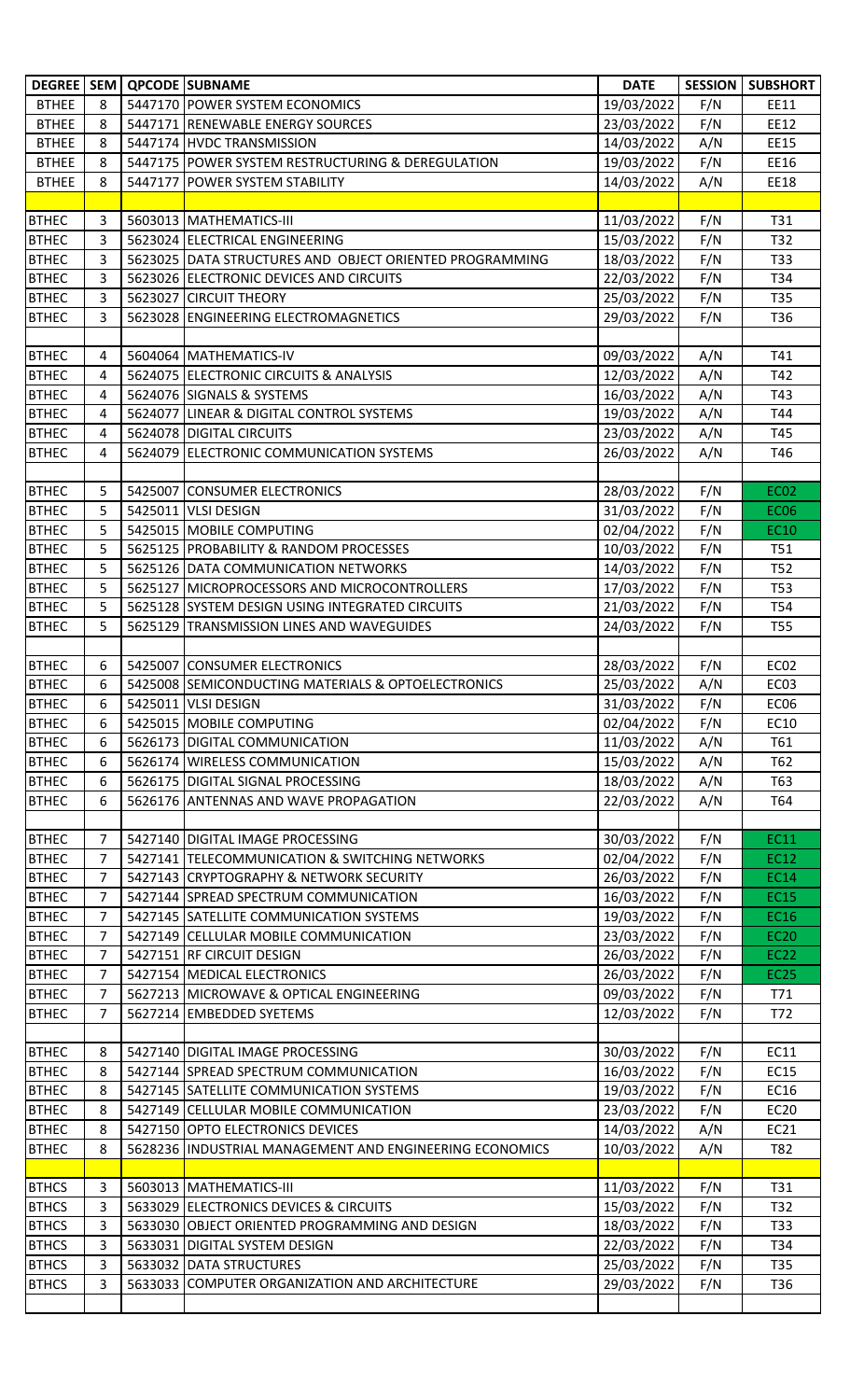| DEGREE | SEM | QPCODE | SUBNAME | DATE | SESSION | SUBSHORT |
|---|---|---|---|---|---|---|
| BTHEE | 8 | 5447170 | POWER SYSTEM ECONOMICS | 19/03/2022 | F/N | EE11 |
| BTHEE | 8 | 5447171 | RENEWABLE ENERGY SOURCES | 23/03/2022 | F/N | EE12 |
| BTHEE | 8 | 5447174 | HVDC TRANSMISSION | 14/03/2022 | A/N | EE15 |
| BTHEE | 8 | 5447175 | POWER SYSTEM RESTRUCTURING & DEREGULATION | 19/03/2022 | F/N | EE16 |
| BTHEE | 8 | 5447177 | POWER SYSTEM STABILITY | 14/03/2022 | A/N | EE18 |
| | | | | | | |
| BTHEC | 3 | 5603013 | MATHEMATICS-III | 11/03/2022 | F/N | T31 |
| BTHEC | 3 | 5623024 | ELECTRICAL ENGINEERING | 15/03/2022 | F/N | T32 |
| BTHEC | 3 | 5623025 | DATA STRUCTURES AND OBJECT ORIENTED PROGRAMMING | 18/03/2022 | F/N | T33 |
| BTHEC | 3 | 5623026 | ELECTRONIC DEVICES AND CIRCUITS | 22/03/2022 | F/N | T34 |
| BTHEC | 3 | 5623027 | CIRCUIT THEORY | 25/03/2022 | F/N | T35 |
| BTHEC | 3 | 5623028 | ENGINEERING ELECTROMAGNETICS | 29/03/2022 | F/N | T36 |
| | | | | | | |
| BTHEC | 4 | 5604064 | MATHEMATICS-IV | 09/03/2022 | A/N | T41 |
| BTHEC | 4 | 5624075 | ELECTRONIC CIRCUITS & ANALYSIS | 12/03/2022 | A/N | T42 |
| BTHEC | 4 | 5624076 | SIGNALS & SYSTEMS | 16/03/2022 | A/N | T43 |
| BTHEC | 4 | 5624077 | LINEAR & DIGITAL CONTROL SYSTEMS | 19/03/2022 | A/N | T44 |
| BTHEC | 4 | 5624078 | DIGITAL CIRCUITS | 23/03/2022 | A/N | T45 |
| BTHEC | 4 | 5624079 | ELECTRONIC COMMUNICATION SYSTEMS | 26/03/2022 | A/N | T46 |
| | | | | | | |
| BTHEC | 5 | 5425007 | CONSUMER ELECTRONICS | 28/03/2022 | F/N | EC02 |
| BTHEC | 5 | 5425011 | VLSI DESIGN | 31/03/2022 | F/N | EC06 |
| BTHEC | 5 | 5425015 | MOBILE COMPUTING | 02/04/2022 | F/N | EC10 |
| BTHEC | 5 | 5625125 | PROBABILITY & RANDOM PROCESSES | 10/03/2022 | F/N | T51 |
| BTHEC | 5 | 5625126 | DATA COMMUNICATION NETWORKS | 14/03/2022 | F/N | T52 |
| BTHEC | 5 | 5625127 | MICROPROCESSORS AND MICROCONTROLLERS | 17/03/2022 | F/N | T53 |
| BTHEC | 5 | 5625128 | SYSTEM DESIGN USING INTEGRATED CIRCUITS | 21/03/2022 | F/N | T54 |
| BTHEC | 5 | 5625129 | TRANSMISSION LINES AND WAVEGUIDES | 24/03/2022 | F/N | T55 |
| | | | | | | |
| BTHEC | 6 | 5425007 | CONSUMER ELECTRONICS | 28/03/2022 | F/N | EC02 |
| BTHEC | 6 | 5425008 | SEMICONDUCTING MATERIALS & OPTOELECTRONICS | 25/03/2022 | A/N | EC03 |
| BTHEC | 6 | 5425011 | VLSI DESIGN | 31/03/2022 | F/N | EC06 |
| BTHEC | 6 | 5425015 | MOBILE COMPUTING | 02/04/2022 | F/N | EC10 |
| BTHEC | 6 | 5626173 | DIGITAL COMMUNICATION | 11/03/2022 | A/N | T61 |
| BTHEC | 6 | 5626174 | WIRELESS COMMUNICATION | 15/03/2022 | A/N | T62 |
| BTHEC | 6 | 5626175 | DIGITAL SIGNAL PROCESSING | 18/03/2022 | A/N | T63 |
| BTHEC | 6 | 5626176 | ANTENNAS AND WAVE PROPAGATION | 22/03/2022 | A/N | T64 |
| | | | | | | |
| BTHEC | 7 | 5427140 | DIGITAL IMAGE PROCESSING | 30/03/2022 | F/N | EC11 |
| BTHEC | 7 | 5427141 | TELECOMMUNICATION & SWITCHING NETWORKS | 02/04/2022 | F/N | EC12 |
| BTHEC | 7 | 5427143 | CRYPTOGRAPHY & NETWORK SECURITY | 26/03/2022 | F/N | EC14 |
| BTHEC | 7 | 5427144 | SPREAD SPECTRUM COMMUNICATION | 16/03/2022 | F/N | EC15 |
| BTHEC | 7 | 5427145 | SATELLITE COMMUNICATION SYSTEMS | 19/03/2022 | F/N | EC16 |
| BTHEC | 7 | 5427149 | CELLULAR MOBILE COMMUNICATION | 23/03/2022 | F/N | EC20 |
| BTHEC | 7 | 5427151 | RF CIRCUIT DESIGN | 26/03/2022 | F/N | EC22 |
| BTHEC | 7 | 5427154 | MEDICAL ELECTRONICS | 26/03/2022 | F/N | EC25 |
| BTHEC | 7 | 5627213 | MICROWAVE & OPTICAL ENGINEERING | 09/03/2022 | F/N | T71 |
| BTHEC | 7 | 5627214 | EMBEDDED SYETEMS | 12/03/2022 | F/N | T72 |
| | | | | | | |
| BTHEC | 8 | 5427140 | DIGITAL IMAGE PROCESSING | 30/03/2022 | F/N | EC11 |
| BTHEC | 8 | 5427144 | SPREAD SPECTRUM COMMUNICATION | 16/03/2022 | F/N | EC15 |
| BTHEC | 8 | 5427145 | SATELLITE COMMUNICATION SYSTEMS | 19/03/2022 | F/N | EC16 |
| BTHEC | 8 | 5427149 | CELLULAR MOBILE COMMUNICATION | 23/03/2022 | F/N | EC20 |
| BTHEC | 8 | 5427150 | OPTO ELECTRONICS DEVICES | 14/03/2022 | A/N | EC21 |
| BTHEC | 8 | 5628236 | INDUSTRIAL MANAGEMENT AND ENGINEERING ECONOMICS | 10/03/2022 | A/N | T82 |
| | | | | | | |
| BTHCS | 3 | 5603013 | MATHEMATICS-III | 11/03/2022 | F/N | T31 |
| BTHCS | 3 | 5633029 | ELECTRONICS DEVICES & CIRCUITS | 15/03/2022 | F/N | T32 |
| BTHCS | 3 | 5633030 | OBJECT ORIENTED PROGRAMMING AND DESIGN | 18/03/2022 | F/N | T33 |
| BTHCS | 3 | 5633031 | DIGITAL SYSTEM DESIGN | 22/03/2022 | F/N | T34 |
| BTHCS | 3 | 5633032 | DATA STRUCTURES | 25/03/2022 | F/N | T35 |
| BTHCS | 3 | 5633033 | COMPUTER ORGANIZATION AND ARCHITECTURE | 29/03/2022 | F/N | T36 |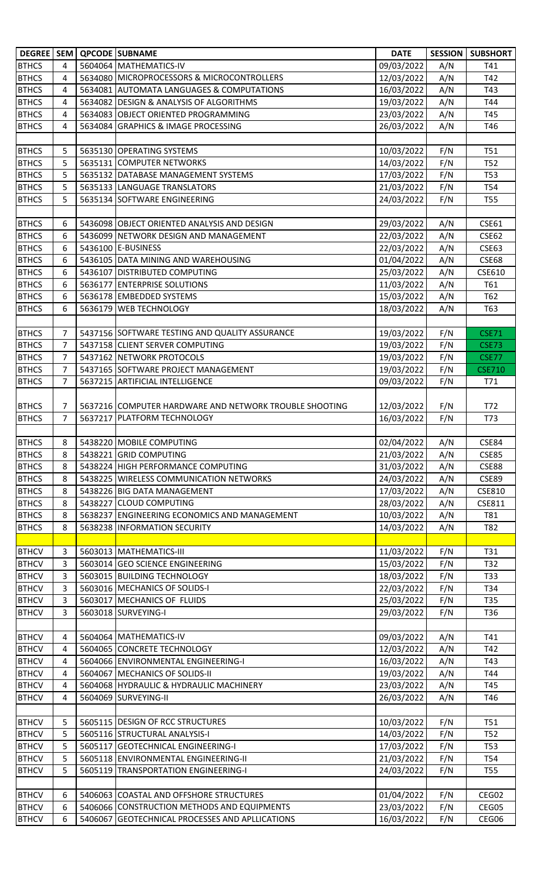| DEGREE | SEM | QPCODE | SUBNAME | DATE | SESSION | SUBSHORT |
|---|---|---|---|---|---|---|
| BTHCS | 4 | 5604064 | MATHEMATICS-IV | 09/03/2022 | A/N | T41 |
| BTHCS | 4 | 5634080 | MICROPROCESSORS & MICROCONTROLLERS | 12/03/2022 | A/N | T42 |
| BTHCS | 4 | 5634081 | AUTOMATA LANGUAGES & COMPUTATIONS | 16/03/2022 | A/N | T43 |
| BTHCS | 4 | 5634082 | DESIGN & ANALYSIS OF ALGORITHMS | 19/03/2022 | A/N | T44 |
| BTHCS | 4 | 5634083 | OBJECT ORIENTED PROGRAMMING | 23/03/2022 | A/N | T45 |
| BTHCS | 4 | 5634084 | GRAPHICS & IMAGE PROCESSING | 26/03/2022 | A/N | T46 |
| | | | | | | |
| BTHCS | 5 | 5635130 | OPERATING SYSTEMS | 10/03/2022 | F/N | T51 |
| BTHCS | 5 | 5635131 | COMPUTER NETWORKS | 14/03/2022 | F/N | T52 |
| BTHCS | 5 | 5635132 | DATABASE MANAGEMENT SYSTEMS | 17/03/2022 | F/N | T53 |
| BTHCS | 5 | 5635133 | LANGUAGE TRANSLATORS | 21/03/2022 | F/N | T54 |
| BTHCS | 5 | 5635134 | SOFTWARE ENGINEERING | 24/03/2022 | F/N | T55 |
| | | | | | | |
| BTHCS | 6 | 5436098 | OBJECT ORIENTED ANALYSIS AND DESIGN | 29/03/2022 | A/N | CSE61 |
| BTHCS | 6 | 5436099 | NETWORK DESIGN AND MANAGEMENT | 22/03/2022 | A/N | CSE62 |
| BTHCS | 6 | 5436100 | E-BUSINESS | 22/03/2022 | A/N | CSE63 |
| BTHCS | 6 | 5436105 | DATA MINING AND WAREHOUSING | 01/04/2022 | A/N | CSE68 |
| BTHCS | 6 | 5436107 | DISTRIBUTED COMPUTING | 25/03/2022 | A/N | CSE610 |
| BTHCS | 6 | 5636177 | ENTERPRISE SOLUTIONS | 11/03/2022 | A/N | T61 |
| BTHCS | 6 | 5636178 | EMBEDDED SYSTEMS | 15/03/2022 | A/N | T62 |
| BTHCS | 6 | 5636179 | WEB TECHNOLOGY | 18/03/2022 | A/N | T63 |
| | | | | | | |
| BTHCS | 7 | 5437156 | SOFTWARE TESTING AND QUALITY ASSURANCE | 19/03/2022 | F/N | CSE71 |
| BTHCS | 7 | 5437158 | CLIENT SERVER COMPUTING | 19/03/2022 | F/N | CSE73 |
| BTHCS | 7 | 5437162 | NETWORK PROTOCOLS | 19/03/2022 | F/N | CSE77 |
| BTHCS | 7 | 5437165 | SOFTWARE PROJECT MANAGEMENT | 19/03/2022 | F/N | CSE710 |
| BTHCS | 7 | 5637215 | ARTIFICIAL INTELLIGENCE | 09/03/2022 | F/N | T71 |
| BTHCS | 7 | 5637216 | COMPUTER HARDWARE AND NETWORK TROUBLE SHOOTING | 12/03/2022 | F/N | T72 |
| BTHCS | 7 | 5637217 | PLATFORM TECHNOLOGY | 16/03/2022 | F/N | T73 |
| | | | | | | |
| BTHCS | 8 | 5438220 | MOBILE COMPUTING | 02/04/2022 | A/N | CSE84 |
| BTHCS | 8 | 5438221 | GRID COMPUTING | 21/03/2022 | A/N | CSE85 |
| BTHCS | 8 | 5438224 | HIGH PERFORMANCE COMPUTING | 31/03/2022 | A/N | CSE88 |
| BTHCS | 8 | 5438225 | WIRELESS COMMUNICATION NETWORKS | 24/03/2022 | A/N | CSE89 |
| BTHCS | 8 | 5438226 | BIG DATA MANAGEMENT | 17/03/2022 | A/N | CSE810 |
| BTHCS | 8 | 5438227 | CLOUD COMPUTING | 28/03/2022 | A/N | CSE811 |
| BTHCS | 8 | 5638237 | ENGINEERING ECONOMICS AND MANAGEMENT | 10/03/2022 | A/N | T81 |
| BTHCS | 8 | 5638238 | INFORMATION SECURITY | 14/03/2022 | A/N | T82 |
| | | | | | | |
| BTHCV | 3 | 5603013 | MATHEMATICS-III | 11/03/2022 | F/N | T31 |
| BTHCV | 3 | 5603014 | GEO SCIENCE ENGINEERING | 15/03/2022 | F/N | T32 |
| BTHCV | 3 | 5603015 | BUILDING TECHNOLOGY | 18/03/2022 | F/N | T33 |
| BTHCV | 3 | 5603016 | MECHANICS OF SOLIDS-I | 22/03/2022 | F/N | T34 |
| BTHCV | 3 | 5603017 | MECHANICS OF FLUIDS | 25/03/2022 | F/N | T35 |
| BTHCV | 3 | 5603018 | SURVEYING-I | 29/03/2022 | F/N | T36 |
| | | | | | | |
| BTHCV | 4 | 5604064 | MATHEMATICS-IV | 09/03/2022 | A/N | T41 |
| BTHCV | 4 | 5604065 | CONCRETE TECHNOLOGY | 12/03/2022 | A/N | T42 |
| BTHCV | 4 | 5604066 | ENVIRONMENTAL ENGINEERING-I | 16/03/2022 | A/N | T43 |
| BTHCV | 4 | 5604067 | MECHANICS OF SOLIDS-II | 19/03/2022 | A/N | T44 |
| BTHCV | 4 | 5604068 | HYDRAULIC & HYDRAULIC MACHINERY | 23/03/2022 | A/N | T45 |
| BTHCV | 4 | 5604069 | SURVEYING-II | 26/03/2022 | A/N | T46 |
| | | | | | | |
| BTHCV | 5 | 5605115 | DESIGN OF RCC STRUCTURES | 10/03/2022 | F/N | T51 |
| BTHCV | 5 | 5605116 | STRUCTURAL ANALYSIS-I | 14/03/2022 | F/N | T52 |
| BTHCV | 5 | 5605117 | GEOTECHNICAL ENGINEERING-I | 17/03/2022 | F/N | T53 |
| BTHCV | 5 | 5605118 | ENVIRONMENTAL ENGINEERING-II | 21/03/2022 | F/N | T54 |
| BTHCV | 5 | 5605119 | TRANSPORTATION ENGINEERING-I | 24/03/2022 | F/N | T55 |
| | | | | | | |
| BTHCV | 6 | 5406063 | COASTAL AND OFFSHORE STRUCTURES | 01/04/2022 | F/N | CEG02 |
| BTHCV | 6 | 5406066 | CONSTRUCTION METHODS AND EQUIPMENTS | 23/03/2022 | F/N | CEG05 |
| BTHCV | 6 | 5406067 | GEOTECHNICAL PROCESSES AND APLLICATIONS | 16/03/2022 | F/N | CEG06 |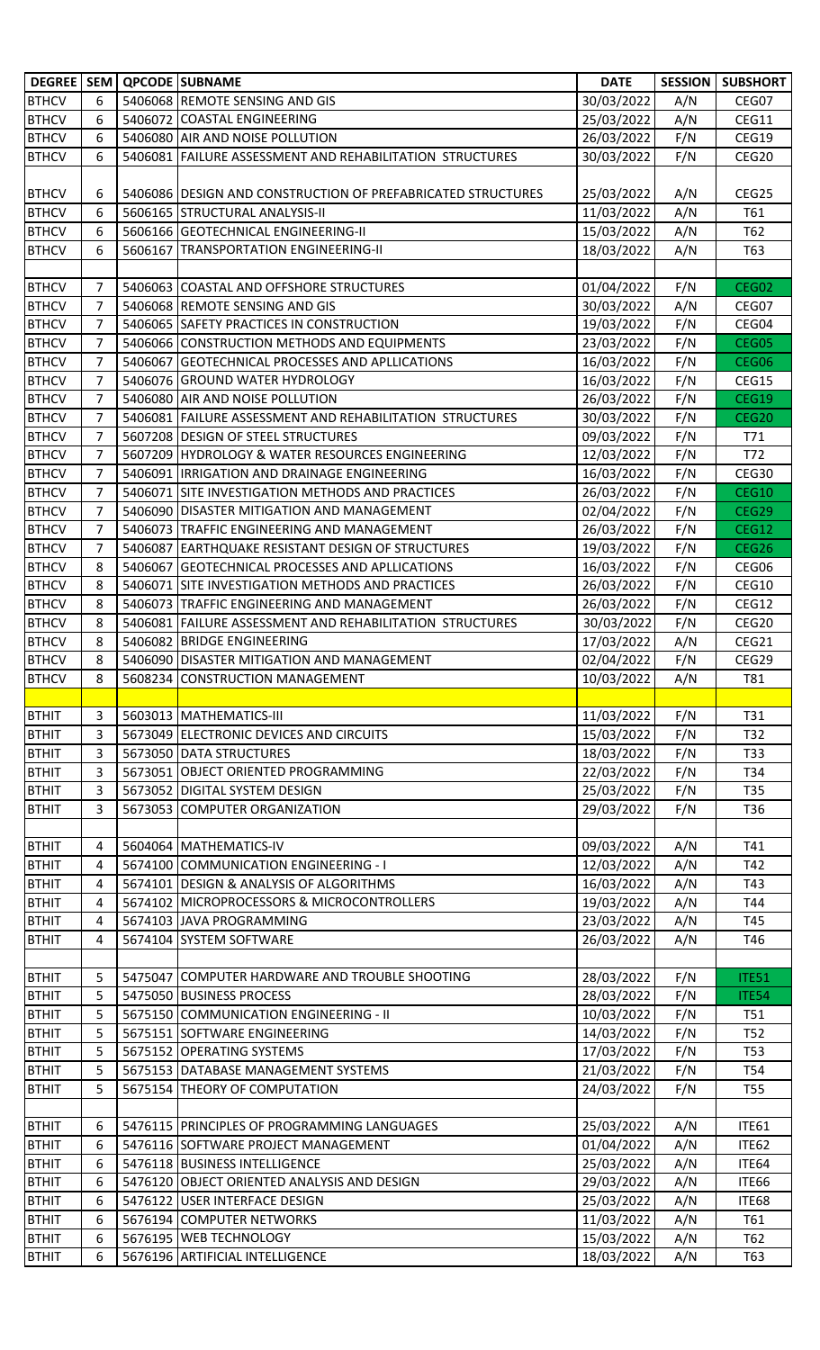| DEGREE | SEM | QPCODE | SUBNAME | DATE | SESSION | SUBSHORT |
|---|---|---|---|---|---|---|
| BTHCV | 6 | 5406068 | REMOTE SENSING AND GIS | 30/03/2022 | A/N | CEG07 |
| BTHCV | 6 | 5406072 | COASTAL ENGINEERING | 25/03/2022 | A/N | CEG11 |
| BTHCV | 6 | 5406080 | AIR AND NOISE POLLUTION | 26/03/2022 | F/N | CEG19 |
| BTHCV | 6 | 5406081 | FAILURE ASSESSMENT AND REHABILITATION STRUCTURES | 30/03/2022 | F/N | CEG20 |
| BTHCV | 6 | 5406086 | DESIGN AND CONSTRUCTION OF PREFABRICATED STRUCTURES | 25/03/2022 | A/N | CEG25 |
| BTHCV | 6 | 5606165 | STRUCTURAL ANALYSIS-II | 11/03/2022 | A/N | T61 |
| BTHCV | 6 | 5606166 | GEOTECHNICAL ENGINEERING-II | 15/03/2022 | A/N | T62 |
| BTHCV | 6 | 5606167 | TRANSPORTATION ENGINEERING-II | 18/03/2022 | A/N | T63 |
| | | | | | | |
| BTHCV | 7 | 5406063 | COASTAL AND OFFSHORE STRUCTURES | 01/04/2022 | F/N | CEG02 |
| BTHCV | 7 | 5406068 | REMOTE SENSING AND GIS | 30/03/2022 | A/N | CEG07 |
| BTHCV | 7 | 5406065 | SAFETY PRACTICES IN CONSTRUCTION | 19/03/2022 | F/N | CEG04 |
| BTHCV | 7 | 5406066 | CONSTRUCTION METHODS AND EQUIPMENTS | 23/03/2022 | F/N | CEG05 |
| BTHCV | 7 | 5406067 | GEOTECHNICAL PROCESSES AND APLLICATIONS | 16/03/2022 | F/N | CEG06 |
| BTHCV | 7 | 5406076 | GROUND WATER HYDROLOGY | 16/03/2022 | F/N | CEG15 |
| BTHCV | 7 | 5406080 | AIR AND NOISE POLLUTION | 26/03/2022 | F/N | CEG19 |
| BTHCV | 7 | 5406081 | FAILURE ASSESSMENT AND REHABILITATION STRUCTURES | 30/03/2022 | F/N | CEG20 |
| BTHCV | 7 | 5607208 | DESIGN OF STEEL STRUCTURES | 09/03/2022 | F/N | T71 |
| BTHCV | 7 | 5607209 | HYDROLOGY & WATER RESOURCES ENGINEERING | 12/03/2022 | F/N | T72 |
| BTHCV | 7 | 5406091 | IRRIGATION AND DRAINAGE ENGINEERING | 16/03/2022 | F/N | CEG30 |
| BTHCV | 7 | 5406071 | SITE INVESTIGATION METHODS AND PRACTICES | 26/03/2022 | F/N | CEG10 |
| BTHCV | 7 | 5406090 | DISASTER MITIGATION AND MANAGEMENT | 02/04/2022 | F/N | CEG29 |
| BTHCV | 7 | 5406073 | TRAFFIC ENGINEERING AND MANAGEMENT | 26/03/2022 | F/N | CEG12 |
| BTHCV | 7 | 5406087 | EARTHQUAKE RESISTANT DESIGN OF STRUCTURES | 19/03/2022 | F/N | CEG26 |
| BTHCV | 8 | 5406067 | GEOTECHNICAL PROCESSES AND APLLICATIONS | 16/03/2022 | F/N | CEG06 |
| BTHCV | 8 | 5406071 | SITE INVESTIGATION METHODS AND PRACTICES | 26/03/2022 | F/N | CEG10 |
| BTHCV | 8 | 5406073 | TRAFFIC ENGINEERING AND MANAGEMENT | 26/03/2022 | F/N | CEG12 |
| BTHCV | 8 | 5406081 | FAILURE ASSESSMENT AND REHABILITATION STRUCTURES | 30/03/2022 | F/N | CEG20 |
| BTHCV | 8 | 5406082 | BRIDGE ENGINEERING | 17/03/2022 | A/N | CEG21 |
| BTHCV | 8 | 5406090 | DISASTER MITIGATION AND MANAGEMENT | 02/04/2022 | F/N | CEG29 |
| BTHCV | 8 | 5608234 | CONSTRUCTION MANAGEMENT | 10/03/2022 | A/N | T81 |
| | | | | | | |
| BTHIT | 3 | 5603013 | MATHEMATICS-III | 11/03/2022 | F/N | T31 |
| BTHIT | 3 | 5673049 | ELECTRONIC DEVICES AND CIRCUITS | 15/03/2022 | F/N | T32 |
| BTHIT | 3 | 5673050 | DATA STRUCTURES | 18/03/2022 | F/N | T33 |
| BTHIT | 3 | 5673051 | OBJECT ORIENTED PROGRAMMING | 22/03/2022 | F/N | T34 |
| BTHIT | 3 | 5673052 | DIGITAL SYSTEM DESIGN | 25/03/2022 | F/N | T35 |
| BTHIT | 3 | 5673053 | COMPUTER ORGANIZATION | 29/03/2022 | F/N | T36 |
| | | | | | | |
| BTHIT | 4 | 5604064 | MATHEMATICS-IV | 09/03/2022 | A/N | T41 |
| BTHIT | 4 | 5674100 | COMMUNICATION ENGINEERING - I | 12/03/2022 | A/N | T42 |
| BTHIT | 4 | 5674101 | DESIGN & ANALYSIS OF ALGORITHMS | 16/03/2022 | A/N | T43 |
| BTHIT | 4 | 5674102 | MICROPROCESSORS & MICROCONTROLLERS | 19/03/2022 | A/N | T44 |
| BTHIT | 4 | 5674103 | JAVA PROGRAMMING | 23/03/2022 | A/N | T45 |
| BTHIT | 4 | 5674104 | SYSTEM SOFTWARE | 26/03/2022 | A/N | T46 |
| | | | | | | |
| BTHIT | 5 | 5475047 | COMPUTER HARDWARE AND TROUBLE SHOOTING | 28/03/2022 | F/N | ITE51 |
| BTHIT | 5 | 5475050 | BUSINESS PROCESS | 28/03/2022 | F/N | ITE54 |
| BTHIT | 5 | 5675150 | COMMUNICATION ENGINEERING - II | 10/03/2022 | F/N | T51 |
| BTHIT | 5 | 5675151 | SOFTWARE ENGINEERING | 14/03/2022 | F/N | T52 |
| BTHIT | 5 | 5675152 | OPERATING SYSTEMS | 17/03/2022 | F/N | T53 |
| BTHIT | 5 | 5675153 | DATABASE MANAGEMENT SYSTEMS | 21/03/2022 | F/N | T54 |
| BTHIT | 5 | 5675154 | THEORY OF COMPUTATION | 24/03/2022 | F/N | T55 |
| | | | | | | |
| BTHIT | 6 | 5476115 | PRINCIPLES OF PROGRAMMING LANGUAGES | 25/03/2022 | A/N | ITE61 |
| BTHIT | 6 | 5476116 | SOFTWARE PROJECT MANAGEMENT | 01/04/2022 | A/N | ITE62 |
| BTHIT | 6 | 5476118 | BUSINESS INTELLIGENCE | 25/03/2022 | A/N | ITE64 |
| BTHIT | 6 | 5476120 | OBJECT ORIENTED ANALYSIS AND DESIGN | 29/03/2022 | A/N | ITE66 |
| BTHIT | 6 | 5476122 | USER INTERFACE DESIGN | 25/03/2022 | A/N | ITE68 |
| BTHIT | 6 | 5676194 | COMPUTER NETWORKS | 11/03/2022 | A/N | T61 |
| BTHIT | 6 | 5676195 | WEB TECHNOLOGY | 15/03/2022 | A/N | T62 |
| BTHIT | 6 | 5676196 | ARTIFICIAL INTELLIGENCE | 18/03/2022 | A/N | T63 |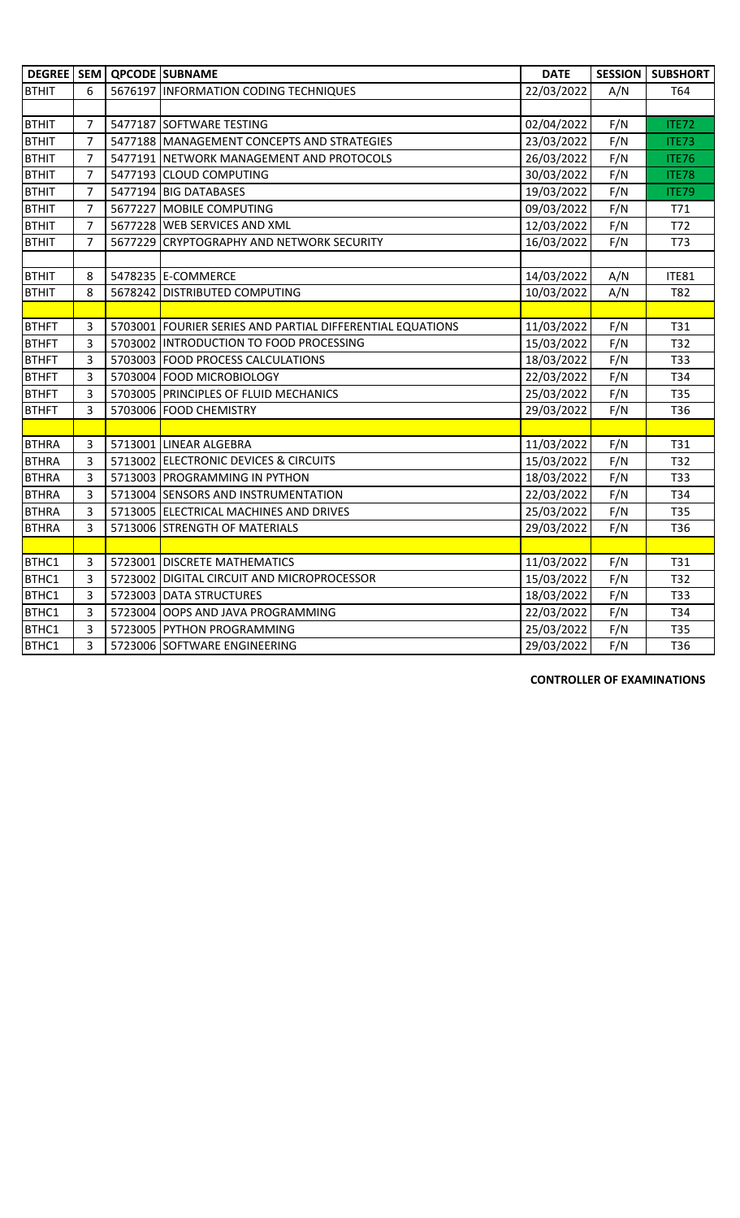| DEGREE | SEM | QPCODE | SUBNAME | DATE | SESSION | SUBSHORT |
|---|---|---|---|---|---|---|
| BTHIT | 6 | 5676197 | INFORMATION CODING TECHNIQUES | 22/03/2022 | A/N | T64 |
| | | | | | | |
| BTHIT | 7 | 5477187 | SOFTWARE TESTING | 02/04/2022 | F/N | ITE72 |
| BTHIT | 7 | 5477188 | MANAGEMENT CONCEPTS AND STRATEGIES | 23/03/2022 | F/N | ITE73 |
| BTHIT | 7 | 5477191 | NETWORK MANAGEMENT AND PROTOCOLS | 26/03/2022 | F/N | ITE76 |
| BTHIT | 7 | 5477193 | CLOUD COMPUTING | 30/03/2022 | F/N | ITE78 |
| BTHIT | 7 | 5477194 | BIG DATABASES | 19/03/2022 | F/N | ITE79 |
| BTHIT | 7 | 5677227 | MOBILE COMPUTING | 09/03/2022 | F/N | T71 |
| BTHIT | 7 | 5677228 | WEB SERVICES AND XML | 12/03/2022 | F/N | T72 |
| BTHIT | 7 | 5677229 | CRYPTOGRAPHY AND NETWORK SECURITY | 16/03/2022 | F/N | T73 |
| | | | | | | |
| BTHIT | 8 | 5478235 | E-COMMERCE | 14/03/2022 | A/N | ITE81 |
| BTHIT | 8 | 5678242 | DISTRIBUTED COMPUTING | 10/03/2022 | A/N | T82 |
| | | | | | | |
| BTHFT | 3 | 5703001 | FOURIER SERIES AND PARTIAL DIFFERENTIAL EQUATIONS | 11/03/2022 | F/N | T31 |
| BTHFT | 3 | 5703002 | INTRODUCTION TO FOOD PROCESSING | 15/03/2022 | F/N | T32 |
| BTHFT | 3 | 5703003 | FOOD PROCESS CALCULATIONS | 18/03/2022 | F/N | T33 |
| BTHFT | 3 | 5703004 | FOOD MICROBIOLOGY | 22/03/2022 | F/N | T34 |
| BTHFT | 3 | 5703005 | PRINCIPLES OF FLUID MECHANICS | 25/03/2022 | F/N | T35 |
| BTHFT | 3 | 5703006 | FOOD CHEMISTRY | 29/03/2022 | F/N | T36 |
| | | | | | | |
| BTHRA | 3 | 5713001 | LINEAR ALGEBRA | 11/03/2022 | F/N | T31 |
| BTHRA | 3 | 5713002 | ELECTRONIC DEVICES & CIRCUITS | 15/03/2022 | F/N | T32 |
| BTHRA | 3 | 5713003 | PROGRAMMING IN PYTHON | 18/03/2022 | F/N | T33 |
| BTHRA | 3 | 5713004 | SENSORS AND INSTRUMENTATION | 22/03/2022 | F/N | T34 |
| BTHRA | 3 | 5713005 | ELECTRICAL MACHINES AND DRIVES | 25/03/2022 | F/N | T35 |
| BTHRA | 3 | 5713006 | STRENGTH OF MATERIALS | 29/03/2022 | F/N | T36 |
| | | | | | | |
| BTHC1 | 3 | 5723001 | DISCRETE MATHEMATICS | 11/03/2022 | F/N | T31 |
| BTHC1 | 3 | 5723002 | DIGITAL CIRCUIT AND MICROPROCESSOR | 15/03/2022 | F/N | T32 |
| BTHC1 | 3 | 5723003 | DATA STRUCTURES | 18/03/2022 | F/N | T33 |
| BTHC1 | 3 | 5723004 | OOPS AND JAVA PROGRAMMING | 22/03/2022 | F/N | T34 |
| BTHC1 | 3 | 5723005 | PYTHON PROGRAMMING | 25/03/2022 | F/N | T35 |
| BTHC1 | 3 | 5723006 | SOFTWARE ENGINEERING | 29/03/2022 | F/N | T36 |

**CONTROLLER OF EXAMINATIONS**